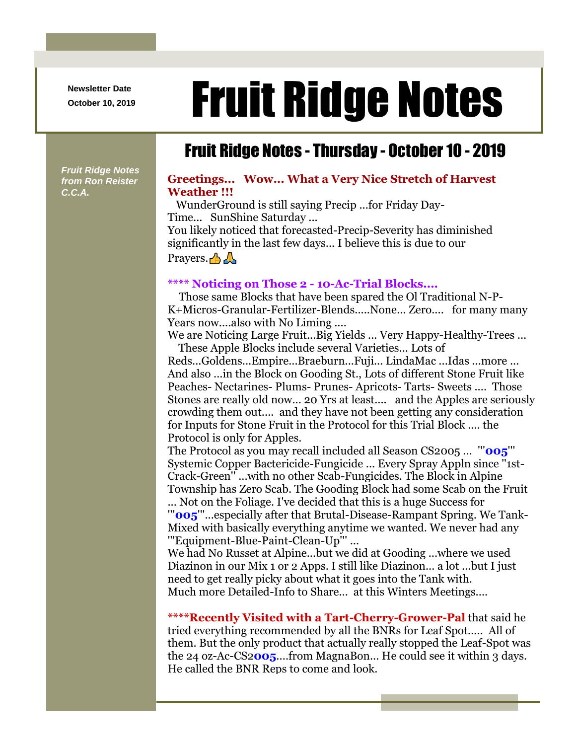Newsletter Date
October 10, 2019

# Fruit Ridge Notes

## Fruit Ridge Notes - Thursday - October 10 - 2019

*Fruit Ridge Notes from Ron Reister C.C.A.*

**Greetings... Wow... What a Very Nice Stretch of Harvest Weather !!!**

WunderGround is still saying Precip ...for Friday Day-Time... SunShine Saturday ...
You likely noticed that forecasted-Precip-Severity has diminished significantly in the last few days... I believe this is due to our Prayers.👍🙏

**\*\*\*\* Noticing on Those 2 - 10-Ac-Trial Blocks....**

Those same Blocks that have been spared the Ol Traditional N-P-K+Micros-Granular-Fertilizer-Blends.....None... Zero.... for many many Years now....also with No Liming ....
We are Noticing Large Fruit...Big Yields ... Very Happy-Healthy-Trees ...
These Apple Blocks include several Varieties... Lots of Reds...Goldens...Empire...Braeburn...Fuji... LindaMac ...Idas ...more ...
And also ...in the Block on Gooding St., Lots of different Stone Fruit like Peaches- Nectarines- Plums- Prunes- Apricots- Tarts- Sweets .... Those Stones are really old now... 20 Yrs at least.... and the Apples are seriously crowding them out.... and they have not been getting any consideration for Inputs for Stone Fruit in the Protocol for this Trial Block .... the Protocol is only for Apples.
The Protocol as you may recall included all Season CS2005 ... '''**005**''' Systemic Copper Bactericide-Fungicide ... Every Spray Appln since "1st-Crack-Green" ...with no other Scab-Fungicides. The Block in Alpine Township has Zero Scab. The Gooding Block had some Scab on the Fruit ... Not on the Foliage. I've decided that this is a huge Success for '''**005**'''...especially after that Brutal-Disease-Rampant Spring. We Tank-Mixed with basically everything anytime we wanted. We never had any '''Equipment-Blue-Paint-Clean-Up''' ...
We had No Russet at Alpine...but we did at Gooding ...where we used Diazinon in our Mix 1 or 2 Apps. I still like Diazinon... a lot ...but I just need to get really picky about what it goes into the Tank with.
Much more Detailed-Info to Share... at this Winters Meetings....

**\*\*\*\*Recently Visited with a Tart-Cherry-Grower-Pal** that said he tried everything recommended by all the BNRs for Leaf Spot..... All of them. But the only product that actually really stopped the Leaf-Spot was the 24 oz-Ac-CS2**005**....from MagnaBon... He could see it within 3 days. He called the BNR Reps to come and look.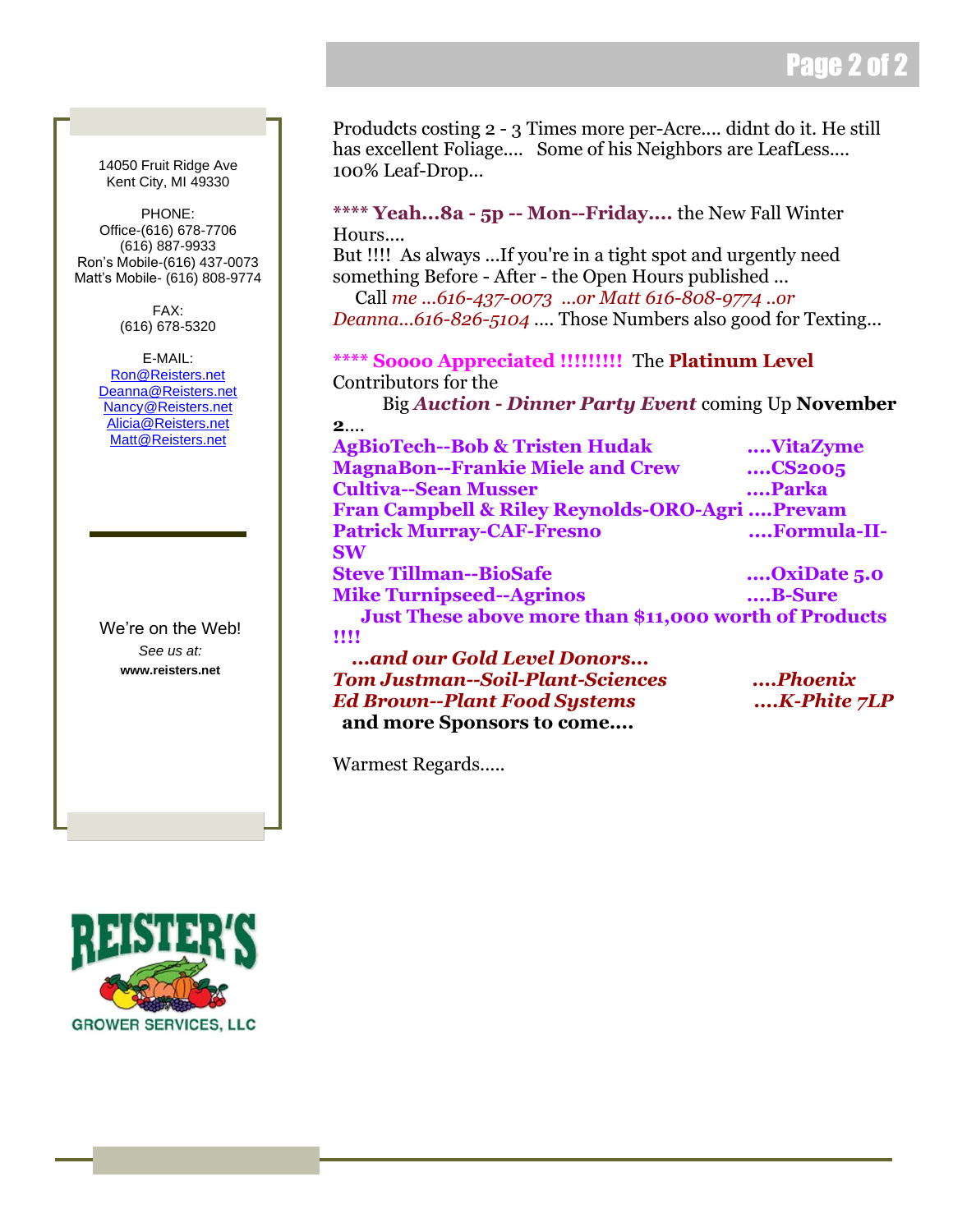14050 Fruit Ridge Ave
Kent City, MI 49330

PHONE:
Office-(616) 678-7706
(616) 887-9933
Ron's Mobile-(616) 437-0073
Matt's Mobile- (616) 808-9774

FAX:
(616) 678-5320

E-MAIL:
Ron@Reisters.net
Deanna@Reisters.net
Nancy@Reisters.net
Alicia@Reisters.net
Matt@Reisters.net

We're on the Web!
*See us at:*
**www.reisters.net**

REISTER'S GROWER SERVICES, LLC

Produdcts costing 2 - 3 Times more per-Acre.... didnt do it. He still has excellent Foliage.... Some of his Neighbors are LeafLess.... 100% Leaf-Drop...

**** **Yeah...8a - 5p -- Mon--Friday....** the New Fall Winter Hours....
But !!!! As always ...If you're in a tight spot and urgently need something Before - After - the Open Hours published ...
Call *me ...616-437-0073 ...or Matt 616-808-9774 ..or Deanna...616-826-5104* .... Those Numbers also good for Texting...

**** **Soooo Appreciated !!!!!!!!!** The **Platinum Level** Contributors for the
Big ***Auction - Dinner Party Event*** coming Up **November 2**....

**AgBioTech--Bob & Tristen Hudak ....VitaZyme**
**MagnaBon--Frankie Miele and Crew ....CS2005**
**Cultiva--Sean Musser ....Parka**
**Fran Campbell & Riley Reynolds-ORO-Agri ....Prevam**
**Patrick Murray-CAF-Fresno ....Formula-II-SW**
**Steve Tillman--BioSafe ....OxiDate 5.0**
**Mike Turnipseed--Agrinos ....B-Sure**
**Just These above more than $11,000 worth of Products !!!!**

***...and our Gold Level Donors...***
***Tom Justman--Soil-Plant-Sciences ....Phoenix***
***Ed Brown--Plant Food Systems ....K-Phite 7LP***
**and more Sponsors to come....**

Warmest Regards.....